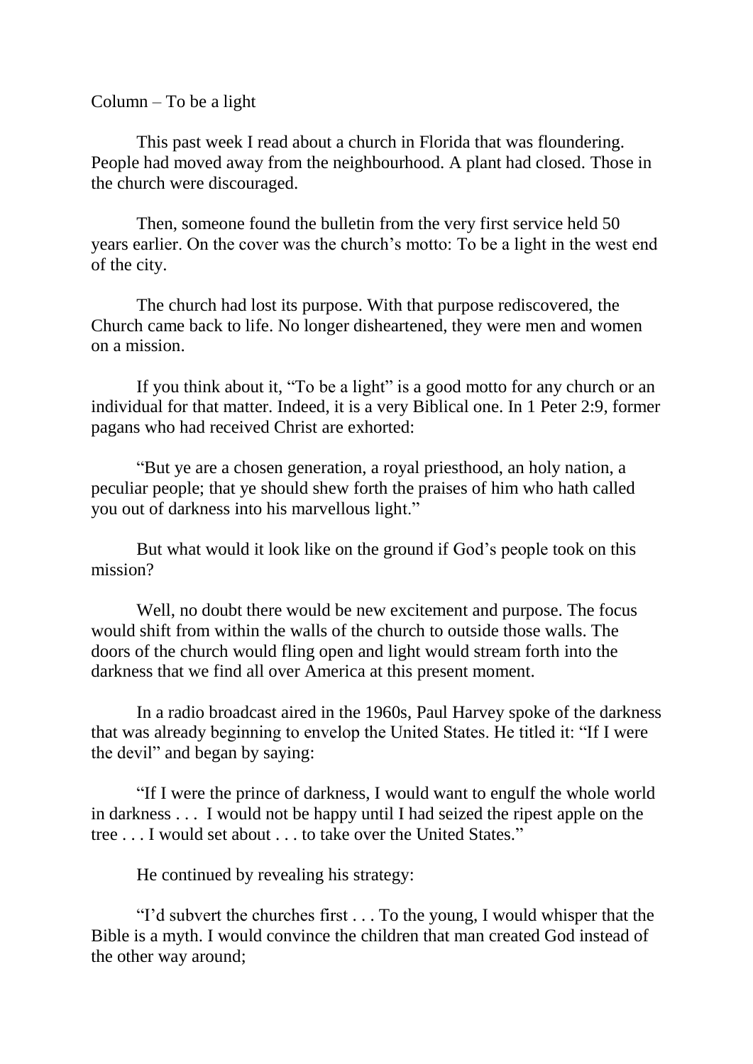Column – To be a light

This past week I read about a church in Florida that was floundering. People had moved away from the neighbourhood. A plant had closed. Those in the church were discouraged.

Then, someone found the bulletin from the very first service held 50 years earlier. On the cover was the church's motto: To be a light in the west end of the city.

The church had lost its purpose. With that purpose rediscovered, the Church came back to life. No longer disheartened, they were men and women on a mission.

If you think about it, "To be a light" is a good motto for any church or an individual for that matter. Indeed, it is a very Biblical one. In 1 Peter 2:9, former pagans who had received Christ are exhorted:

"But ye are a chosen generation, a royal priesthood, an holy nation, a peculiar people; that ye should shew forth the praises of him who hath called you out of darkness into his marvellous light."

But what would it look like on the ground if God's people took on this mission?

Well, no doubt there would be new excitement and purpose. The focus would shift from within the walls of the church to outside those walls. The doors of the church would fling open and light would stream forth into the darkness that we find all over America at this present moment.

In a radio broadcast aired in the 1960s, Paul Harvey spoke of the darkness that was already beginning to envelop the United States. He titled it: "If I were the devil" and began by saying:

"If I were the prince of darkness, I would want to engulf the whole world in darkness . . . I would not be happy until I had seized the ripest apple on the tree . . . I would set about . . . to take over the United States."

He continued by revealing his strategy:

"I'd subvert the churches first . . . To the young, I would whisper that the Bible is a myth. I would convince the children that man created God instead of the other way around;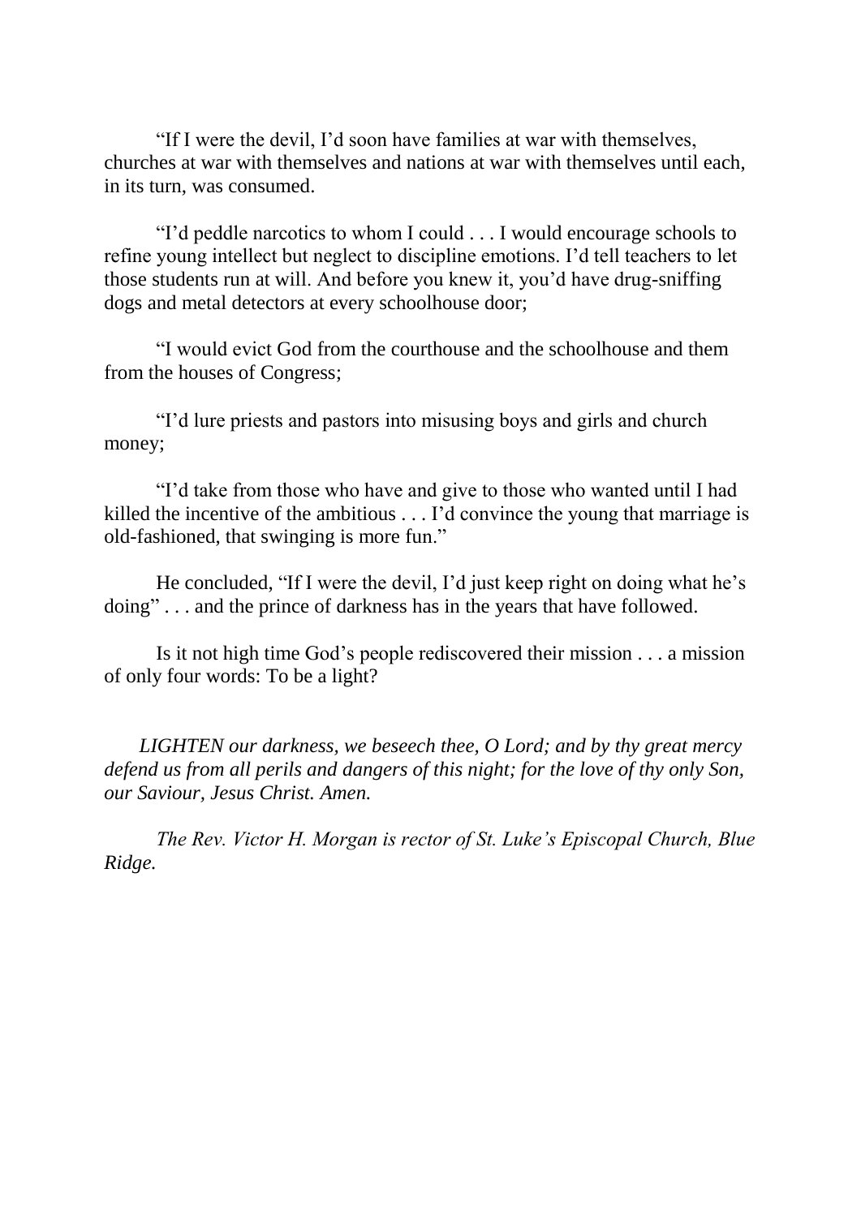"If I were the devil, I'd soon have families at war with themselves, churches at war with themselves and nations at war with themselves until each, in its turn, was consumed.

"I'd peddle narcotics to whom I could . . . I would encourage schools to refine young intellect but neglect to discipline emotions. I'd tell teachers to let those students run at will. And before you knew it, you'd have drug-sniffing dogs and metal detectors at every schoolhouse door;

"I would evict God from the courthouse and the schoolhouse and them from the houses of Congress;

"I'd lure priests and pastors into misusing boys and girls and church money;

"I'd take from those who have and give to those who wanted until I had killed the incentive of the ambitious . . . I'd convince the young that marriage is old-fashioned, that swinging is more fun."

He concluded, "If I were the devil, I'd just keep right on doing what he's doing" . . . and the prince of darkness has in the years that have followed.

Is it not high time God's people rediscovered their mission . . . a mission of only four words: To be a light?

*LIGHTEN our darkness, we beseech thee, O Lord; and by thy great mercy defend us from all perils and dangers of this night; for the love of thy only Son, our Saviour, Jesus Christ. Amen.*

*The Rev. Victor H. Morgan is rector of St. Luke's Episcopal Church, Blue Ridge.*